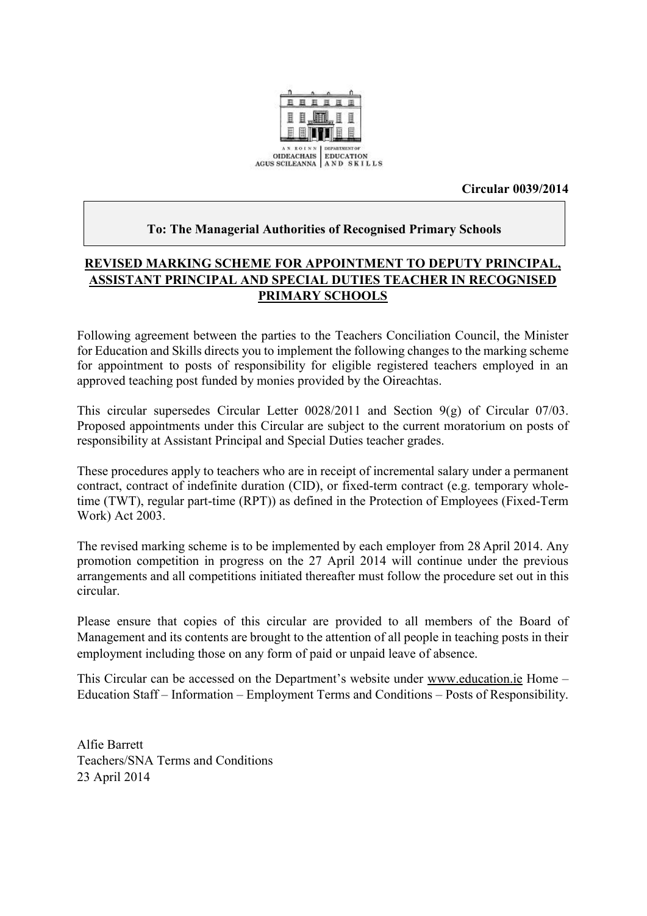AN ROINN OIDEACHAIS AGUS SCILEANNA | DEPARTMENT OF EDUCATION AND SKILLS

**Circular 0039/2014**

**To: The Managerial Authorities of Recognised Primary Schools**

**REVISED MARKING SCHEME FOR APPOINTMENT TO DEPUTY PRINCIPAL, ASSISTANT PRINCIPAL AND SPECIAL DUTIES TEACHER IN RECOGNISED PRIMARY SCHOOLS**

Following agreement between the parties to the Teachers Conciliation Council, the Minister for Education and Skills directs you to implement the following changes to the marking scheme for appointment to posts of responsibility for eligible registered teachers employed in an approved teaching post funded by monies provided by the Oireachtas.

This circular supersedes Circular Letter 0028/2011 and Section 9(g) of Circular 07/03. Proposed appointments under this Circular are subject to the current moratorium on posts of responsibility at Assistant Principal and Special Duties teacher grades.

These procedures apply to teachers who are in receipt of incremental salary under a permanent contract, contract of indefinite duration (CID), or fixed-term contract (e.g. temporary whole-time (TWT), regular part-time (RPT)) as defined in the Protection of Employees (Fixed-Term Work) Act 2003.

The revised marking scheme is to be implemented by each employer from 28 April 2014. Any promotion competition in progress on the 27 April 2014 will continue under the previous arrangements and all competitions initiated thereafter must follow the procedure set out in this circular.

Please ensure that copies of this circular are provided to all members of the Board of Management and its contents are brought to the attention of all people in teaching posts in their employment including those on any form of paid or unpaid leave of absence.

This Circular can be accessed on the Department's website under www.education.ie Home – Education Staff – Information – Employment Terms and Conditions – Posts of Responsibility.

Alfie Barrett
Teachers/SNA Terms and Conditions
23 April 2014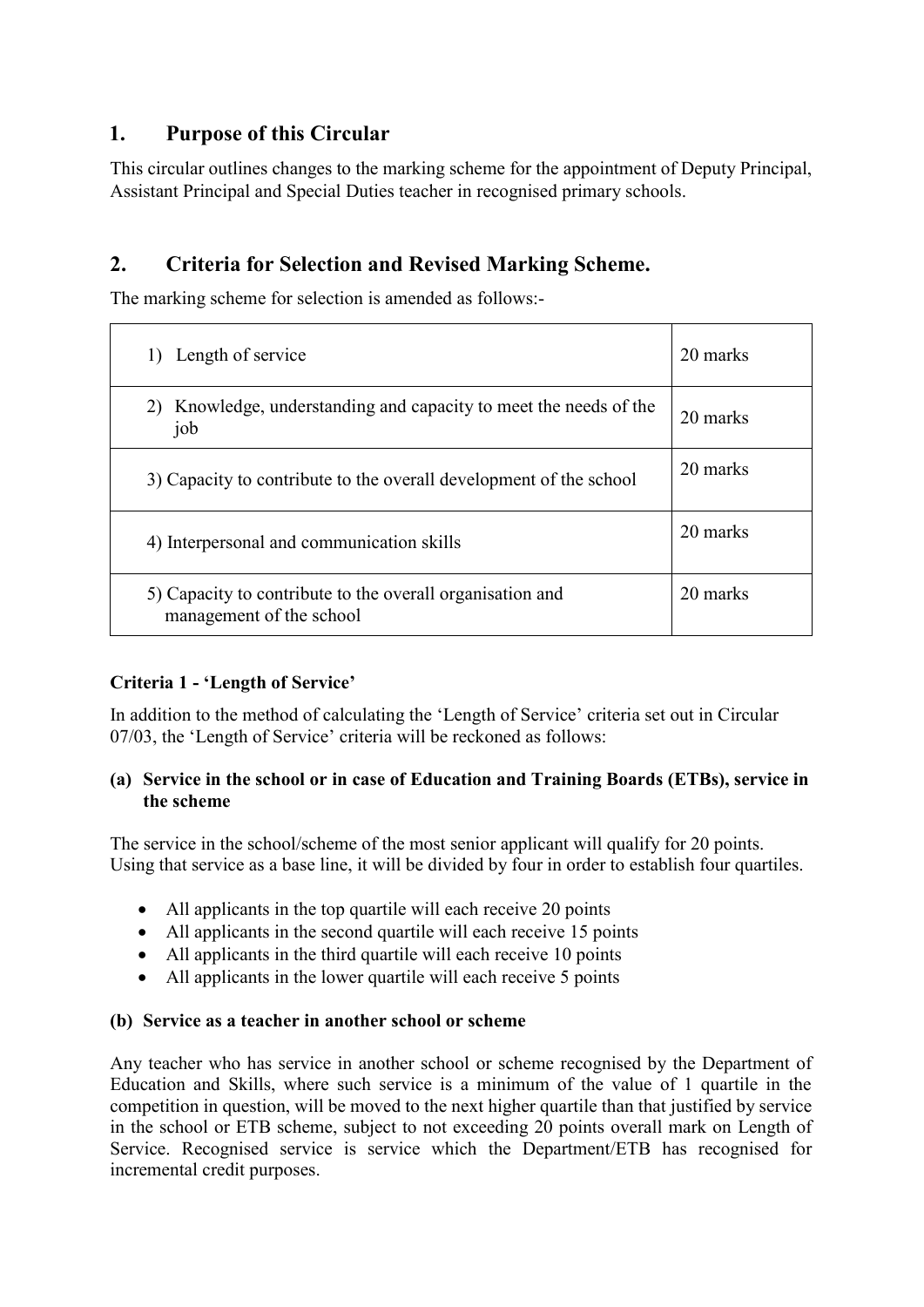## 1. Purpose of this Circular

This circular outlines changes to the marking scheme for the appointment of Deputy Principal, Assistant Principal and Special Duties teacher in recognised primary schools.

## 2. Criteria for Selection and Revised Marking Scheme.

The marking scheme for selection is amended as follows:-

| Criteria | Marks |
|---|---|
| 1) Length of service | 20 marks |
| 2) Knowledge, understanding and capacity to meet the needs of the job | 20 marks |
| 3) Capacity to contribute to the overall development of the school | 20 marks |
| 4) Interpersonal and communication skills | 20 marks |
| 5) Capacity to contribute to the overall organisation and management of the school | 20 marks |

**Criteria 1 - 'Length of Service'**

In addition to the method of calculating the 'Length of Service' criteria set out in Circular 07/03, the 'Length of Service' criteria will be reckoned as follows:

**(a) Service in the school or in case of Education and Training Boards (ETBs), service in the scheme**

The service in the school/scheme of the most senior applicant will qualify for 20 points. Using that service as a base line, it will be divided by four in order to establish four quartiles.

- All applicants in the top quartile will each receive 20 points
- All applicants in the second quartile will each receive 15 points
- All applicants in the third quartile will each receive 10 points
- All applicants in the lower quartile will each receive 5 points

**(b) Service as a teacher in another school or scheme**

Any teacher who has service in another school or scheme recognised by the Department of Education and Skills, where such service is a minimum of the value of 1 quartile in the competition in question, will be moved to the next higher quartile than that justified by service in the school or ETB scheme, subject to not exceeding 20 points overall mark on Length of Service. Recognised service is service which the Department/ETB has recognised for incremental credit purposes.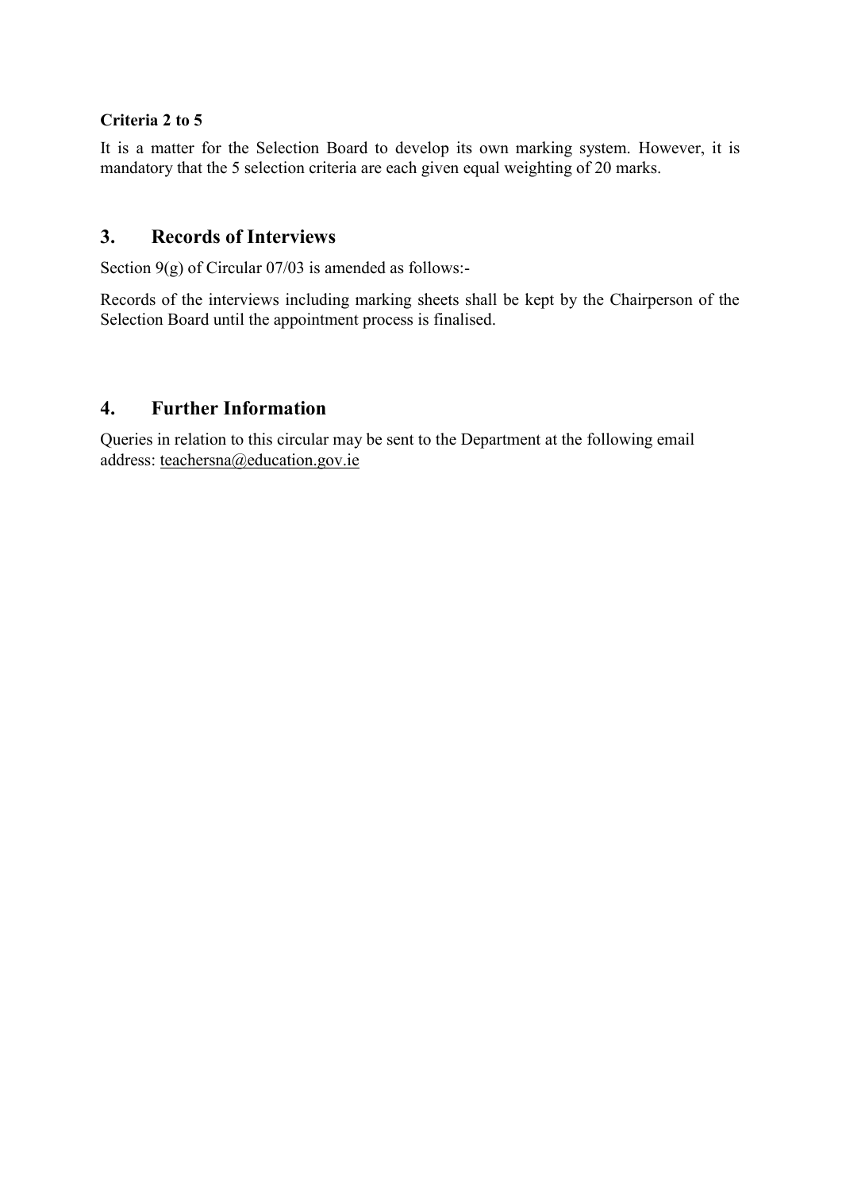**Criteria 2 to 5**

It is a matter for the Selection Board to develop its own marking system. However, it is mandatory that the 5 selection criteria are each given equal weighting of 20 marks.

## 3. Records of Interviews

Section 9(g) of Circular 07/03 is amended as follows:-

Records of the interviews including marking sheets shall be kept by the Chairperson of the Selection Board until the appointment process is finalised.

## 4. Further Information

Queries in relation to this circular may be sent to the Department at the following email address: teachersna@education.gov.ie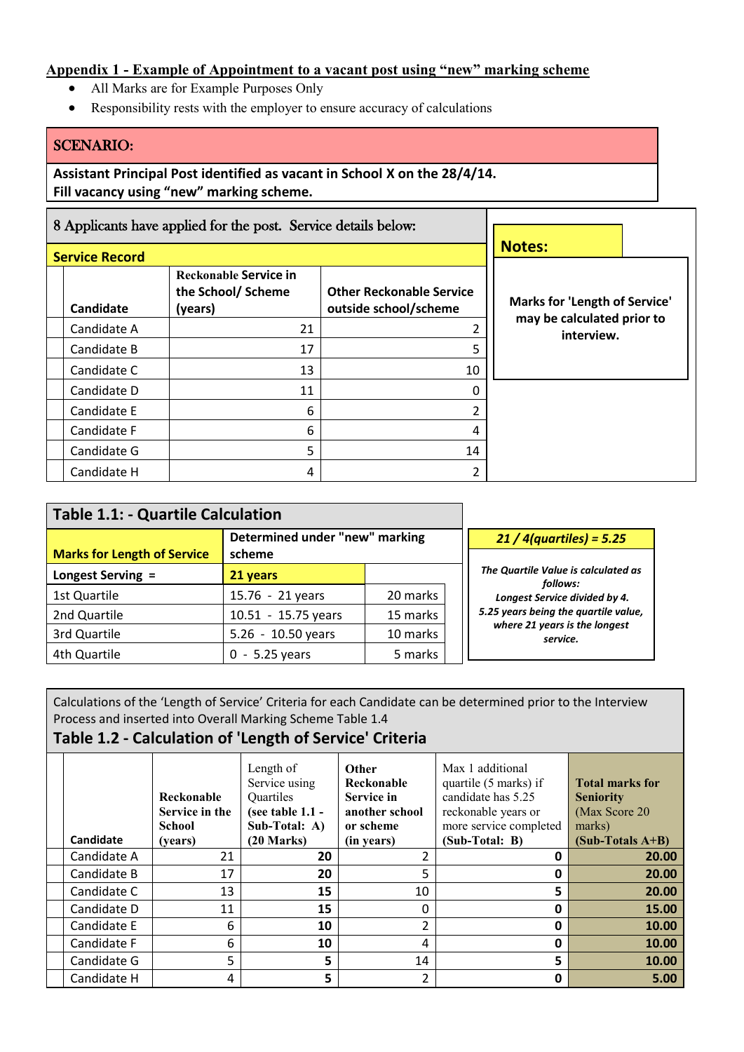## Appendix 1 - Example of Appointment to a vacant post using "new" marking scheme

- All Marks are for Example Purposes Only
- Responsibility rests with the employer to ensure accuracy of calculations

**SCENARIO:**

**Assistant Principal Post identified as vacant in School X on the 28/4/14.**
**Fill vacancy using "new" marking scheme.**

8 Applicants have applied for the post. Service details below:

**Service Record**

| Candidate | Reckonable Service in the School/ Scheme (years) | Other Reckonable Service outside school/scheme |
|---|---|---|
| Candidate A | 21 | 2 |
| Candidate B | 17 | 5 |
| Candidate C | 13 | 10 |
| Candidate D | 11 | 0 |
| Candidate E | 6 | 2 |
| Candidate F | 6 | 4 |
| Candidate G | 5 | 14 |
| Candidate H | 4 | 2 |

**Notes:**

**Marks for 'Length of Service' may be calculated prior to interview.**

### Table 1.1: - Quartile Calculation

| **Marks for Length of Service** | **Determined under "new" marking scheme** | |
|---|---|---|
| **Longest Serving =** | **21 years** | |
| 1st Quartile | 15.76 - 21 years | 20 marks |
| 2nd Quartile | 10.51 - 15.75 years | 15 marks |
| 3rd Quartile | 5.26 - 10.50 years | 10 marks |
| 4th Quartile | 0 - 5.25 years | 5 marks |

***21 / 4(quartiles) = 5.25***

***The Quartile Value is calculated as follows: Longest Service divided by 4. 5.25 years being the quartile value, where 21 years is the longest service.***

Calculations of the 'Length of Service' Criteria for each Candidate can be determined prior to the Interview Process and inserted into Overall Marking Scheme Table 1.4

### Table 1.2 - Calculation of 'Length of Service' Criteria

| Candidate | **Reckonable Service in the School (years)** | Length of Service using Quartiles **(see table 1.1 - Sub-Total: A) (20 Marks)** | **Other Reckonable Service in another school or scheme (in years)** | Max 1 additional quartile (5 marks) if candidate has 5.25 reckonable years or more service completed **(Sub-Total: B)** | **Total marks for Seniority** (Max Score 20 marks) **(Sub-Totals A+B)** |
|---|---|---|---|---|---|
| Candidate A | 21 | **20** | 2 | **0** | **20.00** |
| Candidate B | 17 | **20** | 5 | **0** | **20.00** |
| Candidate C | 13 | **15** | 10 | **5** | **20.00** |
| Candidate D | 11 | **15** | 0 | **0** | **15.00** |
| Candidate E | 6 | **10** | 2 | **0** | **10.00** |
| Candidate F | 6 | **10** | 4 | **0** | **10.00** |
| Candidate G | 5 | **5** | 14 | **5** | **10.00** |
| Candidate H | 4 | **5** | 2 | **0** | **5.00** |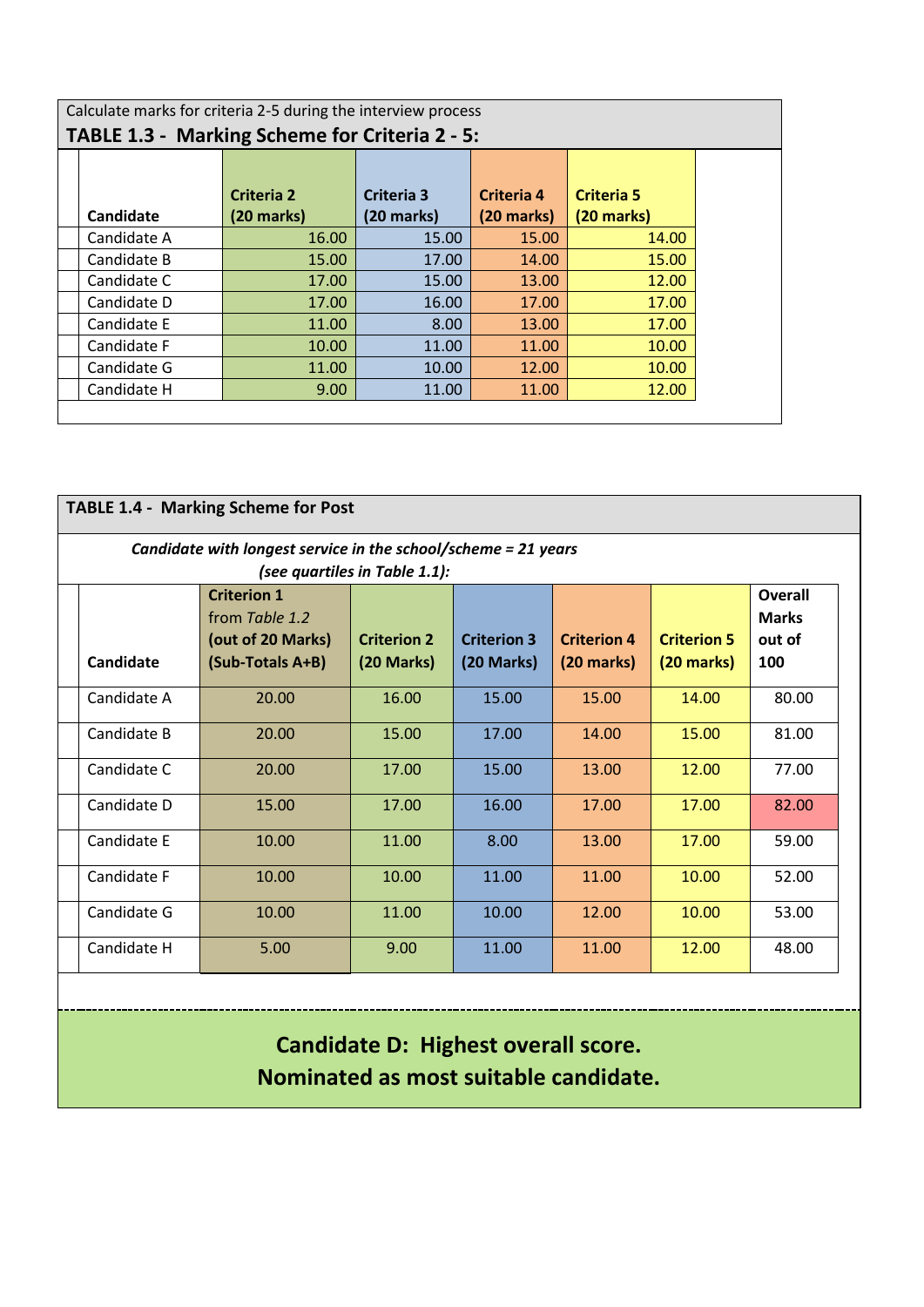Calculate marks for criteria 2-5 during the interview process

## TABLE 1.3 - Marking Scheme for Criteria 2 - 5:

| Candidate | Criteria 2 (20 marks) | Criteria 3 (20 marks) | Criteria 4 (20 marks) | Criteria 5 (20 marks) |
|---|---|---|---|---|
| Candidate A | 16.00 | 15.00 | 15.00 | 14.00 |
| Candidate B | 15.00 | 17.00 | 14.00 | 15.00 |
| Candidate C | 17.00 | 15.00 | 13.00 | 12.00 |
| Candidate D | 17.00 | 16.00 | 17.00 | 17.00 |
| Candidate E | 11.00 | 8.00 | 13.00 | 17.00 |
| Candidate F | 10.00 | 11.00 | 11.00 | 10.00 |
| Candidate G | 11.00 | 10.00 | 12.00 | 10.00 |
| Candidate H | 9.00 | 11.00 | 11.00 | 12.00 |

## TABLE 1.4 - Marking Scheme for Post

*Candidate with longest service in the school/scheme = 21 years (see quartiles in Table 1.1):*

| Candidate | **Criterion 1** from *Table 1.2* **(out of 20 Marks) (Sub-Totals A+B)** | Criterion 2 (20 Marks) | Criterion 3 (20 Marks) | Criterion 4 (20 marks) | Criterion 5 (20 marks) | Overall Marks out of 100 |
|---|---|---|---|---|---|---|
| Candidate A | 20.00 | 16.00 | 15.00 | 15.00 | 14.00 | 80.00 |
| Candidate B | 20.00 | 15.00 | 17.00 | 14.00 | 15.00 | 81.00 |
| Candidate C | 20.00 | 17.00 | 15.00 | 13.00 | 12.00 | 77.00 |
| Candidate D | 15.00 | 17.00 | 16.00 | 17.00 | 17.00 | 82.00 |
| Candidate E | 10.00 | 11.00 | 8.00 | 13.00 | 17.00 | 59.00 |
| Candidate F | 10.00 | 10.00 | 11.00 | 11.00 | 10.00 | 52.00 |
| Candidate G | 10.00 | 11.00 | 10.00 | 12.00 | 10.00 | 53.00 |
| Candidate H | 5.00 | 9.00 | 11.00 | 11.00 | 12.00 | 48.00 |

**Candidate D: Highest overall score.**
**Nominated as most suitable candidate.**